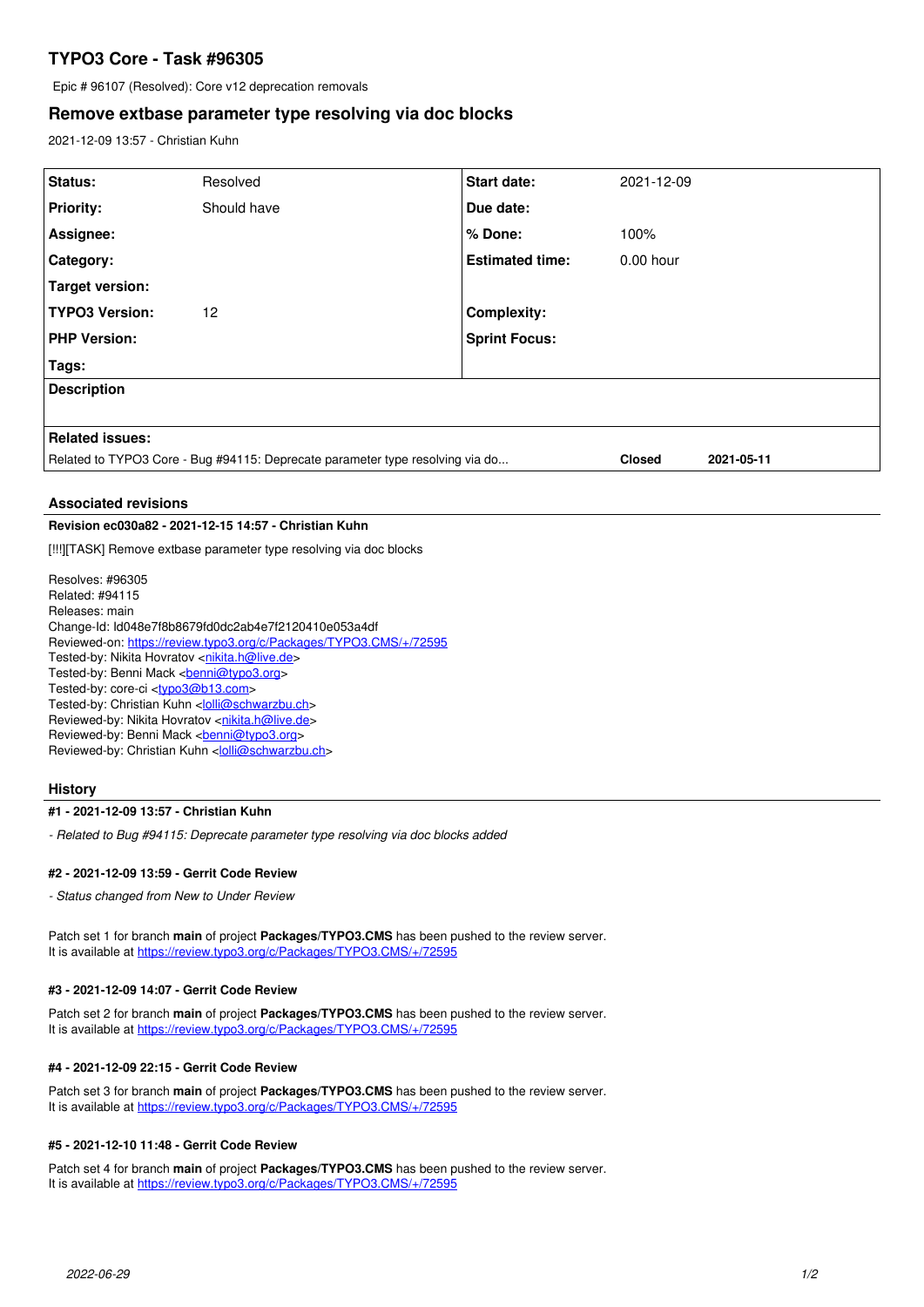# TYPO3 Core - Task #96305

Epic # 96107 (Resolved): Core v12 deprecation removals

## Remove extbase parameter type resolving via doc blocks

2021-12-09 13:57 - Christian Kuhn

| | | | |
|---|---|---|---|
| **Status:** | Resolved | **Start date:** | 2021-12-09 |
| **Priority:** | Should have | **Due date:** | |
| **Assignee:** | | **% Done:** | 100% |
| **Category:** | | **Estimated time:** | 0.00 hour |
| **Target version:** | | | |
| **TYPO3 Version:** | 12 | **Complexity:** | |
| **PHP Version:** | | **Sprint Focus:** | |
| **Tags:** | | | |

**Description**

**Related issues:**

| | | |
|---|---|---|
| Related to TYPO3 Core - Bug #94115: Deprecate parameter type resolving via do... | **Closed** | **2021-05-11** |

### Associated revisions

**Revision ec030a82 - 2021-12-15 14:57 - Christian Kuhn**

[!!!][TASK] Remove extbase parameter type resolving via doc blocks

Resolves: #96305
Related: #94115
Releases: main
Change-Id: Id048e7f8b8679fd0dc2ab4e7f2120410e053a4df
Reviewed-on: https://review.typo3.org/c/Packages/TYPO3.CMS/+/72595
Tested-by: Nikita Hovratov <nikita.h@live.de>
Tested-by: Benni Mack <benni@typo3.org>
Tested-by: core-ci <typo3@b13.com>
Tested-by: Christian Kuhn <lolli@schwarzbu.ch>
Reviewed-by: Nikita Hovratov <nikita.h@live.de>
Reviewed-by: Benni Mack <benni@typo3.org>
Reviewed-by: Christian Kuhn <lolli@schwarzbu.ch>

### History

**#1 - 2021-12-09 13:57 - Christian Kuhn**

*- Related to Bug #94115: Deprecate parameter type resolving via doc blocks added*

**#2 - 2021-12-09 13:59 - Gerrit Code Review**

*- Status changed from New to Under Review*

Patch set 1 for branch **main** of project **Packages/TYPO3.CMS** has been pushed to the review server.
It is available at https://review.typo3.org/c/Packages/TYPO3.CMS/+/72595

**#3 - 2021-12-09 14:07 - Gerrit Code Review**

Patch set 2 for branch **main** of project **Packages/TYPO3.CMS** has been pushed to the review server.
It is available at https://review.typo3.org/c/Packages/TYPO3.CMS/+/72595

**#4 - 2021-12-09 22:15 - Gerrit Code Review**

Patch set 3 for branch **main** of project **Packages/TYPO3.CMS** has been pushed to the review server.
It is available at https://review.typo3.org/c/Packages/TYPO3.CMS/+/72595

**#5 - 2021-12-10 11:48 - Gerrit Code Review**

Patch set 4 for branch **main** of project **Packages/TYPO3.CMS** has been pushed to the review server.
It is available at https://review.typo3.org/c/Packages/TYPO3.CMS/+/72595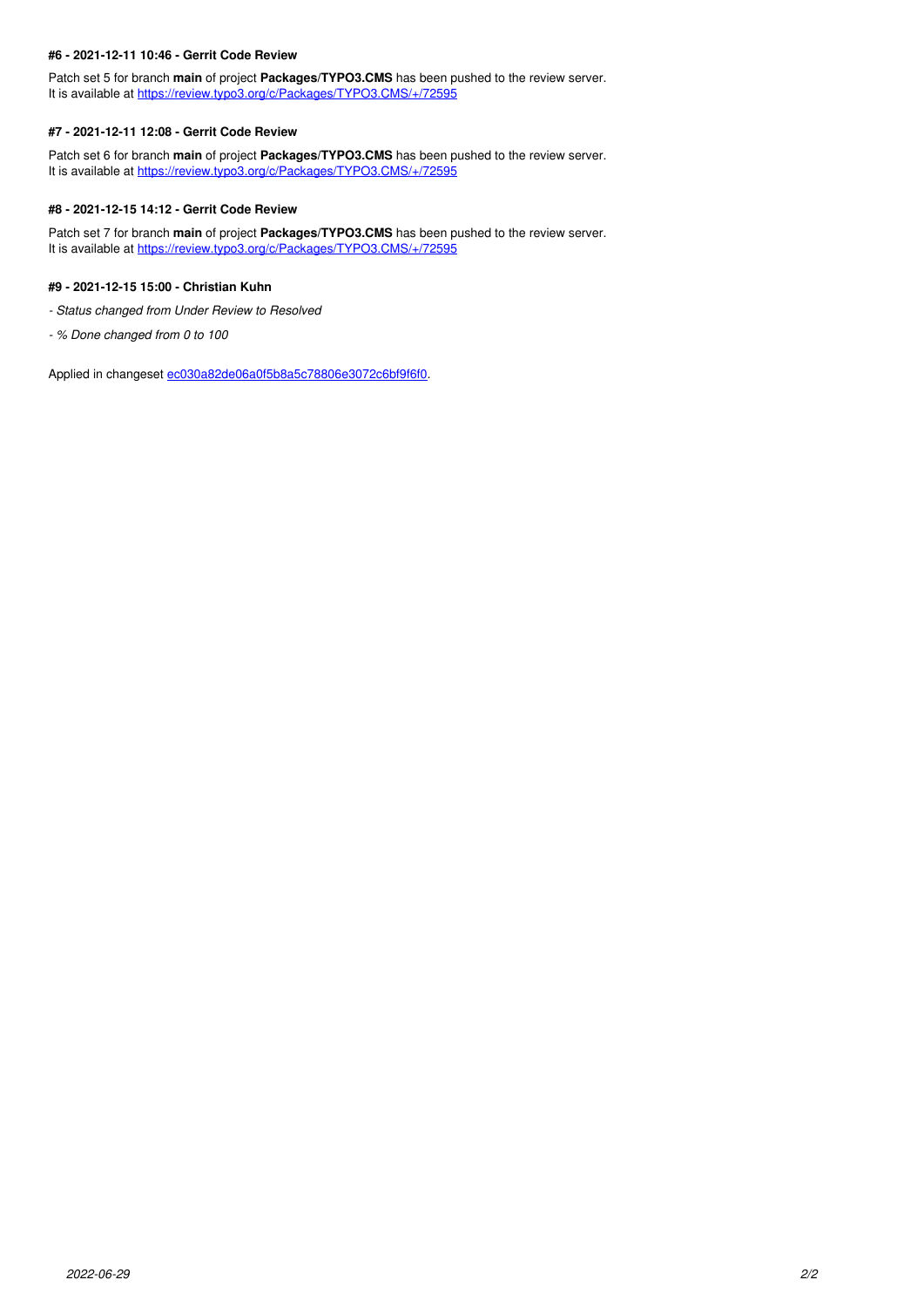#### #6 - 2021-12-11 10:46 - Gerrit Code Review

Patch set 5 for branch **main** of project **Packages/TYPO3.CMS** has been pushed to the review server.
It is available at https://review.typo3.org/c/Packages/TYPO3.CMS/+/72595

#### #7 - 2021-12-11 12:08 - Gerrit Code Review

Patch set 6 for branch **main** of project **Packages/TYPO3.CMS** has been pushed to the review server.
It is available at https://review.typo3.org/c/Packages/TYPO3.CMS/+/72595

#### #8 - 2021-12-15 14:12 - Gerrit Code Review

Patch set 7 for branch **main** of project **Packages/TYPO3.CMS** has been pushed to the review server.
It is available at https://review.typo3.org/c/Packages/TYPO3.CMS/+/72595

#### #9 - 2021-12-15 15:00 - Christian Kuhn

*- Status changed from Under Review to Resolved*

*- % Done changed from 0 to 100*

Applied in changeset ec030a82de06a0f5b8a5c78806e3072c6bf9f6f0.